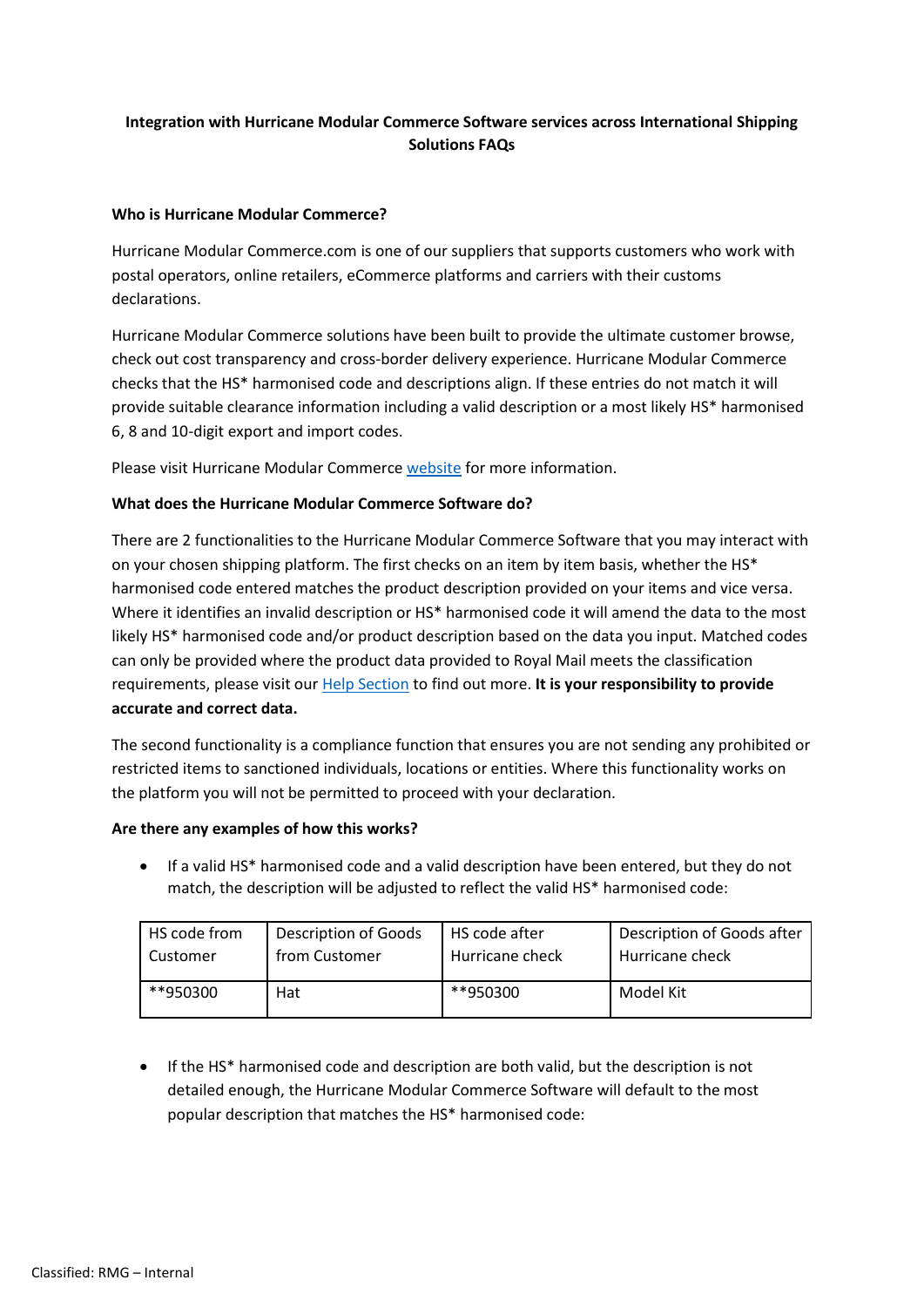# Integration with Hurricane Modular Commerce Software services across International Shipping Solutions FAQs

## Who is Hurricane Modular Commerce?

Hurricane Modular Commerce.com is one of our suppliers that supports customers who work with postal operators, online retailers, eCommerce platforms and carriers with their customs declarations.

Hurricane Modular Commerce solutions have been built to provide the ultimate customer browse, check out cost transparency and cross-border delivery experience. Hurricane Modular Commerce checks that the HS* harmonised code and descriptions align. If these entries do not match it will provide suitable clearance information including a valid description or a most likely HS* harmonised 6, 8 and 10-digit export and import codes.

Please visit Hurricane Modular Commerce website for more information.

## What does the Hurricane Modular Commerce Software do?

There are 2 functionalities to the Hurricane Modular Commerce Software that you may interact with on your chosen shipping platform. The first checks on an item by item basis, whether the HS* harmonised code entered matches the product description provided on your items and vice versa. Where it identifies an invalid description or HS* harmonised code it will amend the data to the most likely HS* harmonised code and/or product description based on the data you input. Matched codes can only be provided where the product data provided to Royal Mail meets the classification requirements, please visit our Help Section to find out more. **It is your responsibility to provide accurate and correct data.**

The second functionality is a compliance function that ensures you are not sending any prohibited or restricted items to sanctioned individuals, locations or entities. Where this functionality works on the platform you will not be permitted to proceed with your declaration.

## Are there any examples of how this works?

- If a valid HS* harmonised code and a valid description have been entered, but they do not match, the description will be adjusted to reflect the valid HS* harmonised code:

| HS code from Customer | Description of Goods from Customer | HS code after Hurricane check | Description of Goods after Hurricane check |
|---|---|---|---|
| **950300 | Hat | **950300 | Model Kit |

- If the HS* harmonised code and description are both valid, but the description is not detailed enough, the Hurricane Modular Commerce Software will default to the most popular description that matches the HS* harmonised code: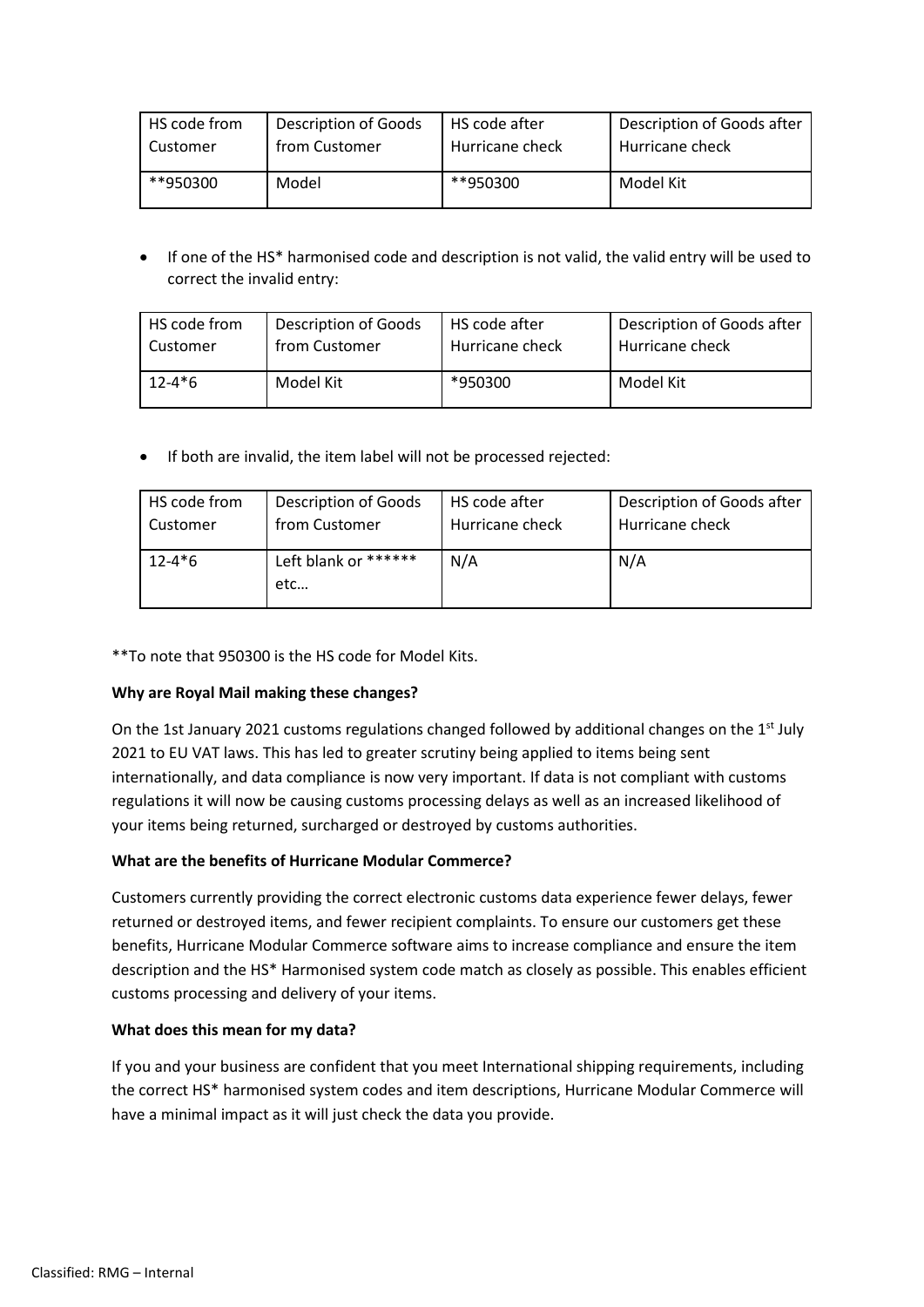| HS code from Customer | Description of Goods from Customer | HS code after Hurricane check | Description of Goods after Hurricane check |
|---|---|---|---|
| **950300 | Model | **950300 | Model Kit |

- If one of the HS* harmonised code and description is not valid, the valid entry will be used to correct the invalid entry:

| HS code from Customer | Description of Goods from Customer | HS code after Hurricane check | Description of Goods after Hurricane check |
|---|---|---|---|
| 12-4*6 | Model Kit | *950300 | Model Kit |

- If both are invalid, the item label will not be processed rejected:

| HS code from Customer | Description of Goods from Customer | HS code after Hurricane check | Description of Goods after Hurricane check |
|---|---|---|---|
| 12-4*6 | Left blank or ****** etc… | N/A | N/A |

**To note that 950300 is the HS code for Model Kits.

**Why are Royal Mail making these changes?**

On the 1st January 2021 customs regulations changed followed by additional changes on the 1st July 2021 to EU VAT laws. This has led to greater scrutiny being applied to items being sent internationally, and data compliance is now very important. If data is not compliant with customs regulations it will now be causing customs processing delays as well as an increased likelihood of your items being returned, surcharged or destroyed by customs authorities.

**What are the benefits of Hurricane Modular Commerce?**

Customers currently providing the correct electronic customs data experience fewer delays, fewer returned or destroyed items, and fewer recipient complaints. To ensure our customers get these benefits, Hurricane Modular Commerce software aims to increase compliance and ensure the item description and the HS* Harmonised system code match as closely as possible. This enables efficient customs processing and delivery of your items.

**What does this mean for my data?**

If you and your business are confident that you meet International shipping requirements, including the correct HS* harmonised system codes and item descriptions, Hurricane Modular Commerce will have a minimal impact as it will just check the data you provide.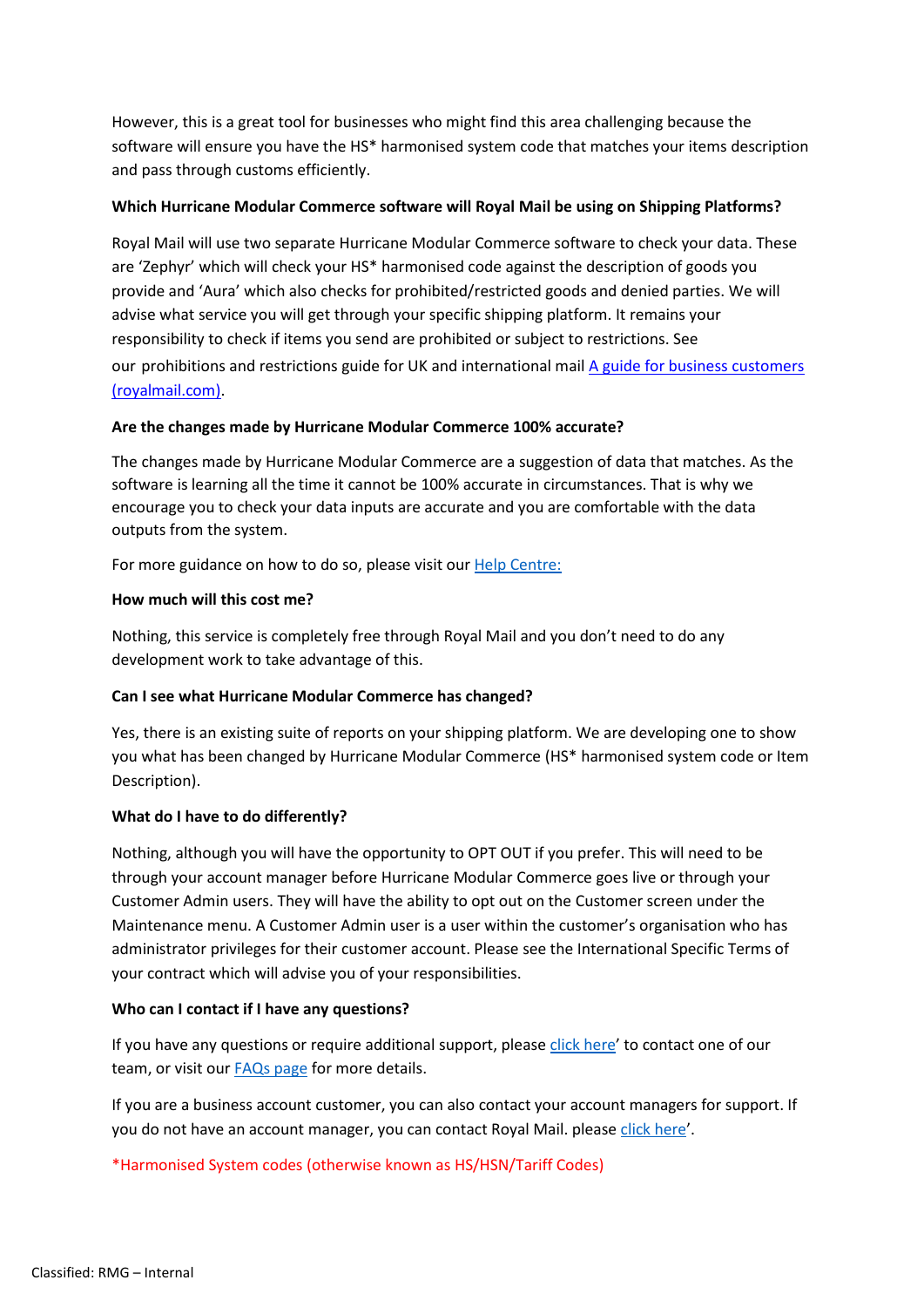However, this is a great tool for businesses who might find this area challenging because the software will ensure you have the HS* harmonised system code that matches your items description and pass through customs efficiently.

**Which Hurricane Modular Commerce software will Royal Mail be using on Shipping Platforms?**

Royal Mail will use two separate Hurricane Modular Commerce software to check your data. These are 'Zephyr' which will check your HS* harmonised code against the description of goods you provide and 'Aura' which also checks for prohibited/restricted goods and denied parties. We will advise what service you will get through your specific shipping platform. It remains your responsibility to check if items you send are prohibited or subject to restrictions. See our prohibitions and restrictions guide for UK and international mail [A guide for business customers (royalmail.com)](#).

**Are the changes made by Hurricane Modular Commerce 100% accurate?**

The changes made by Hurricane Modular Commerce are a suggestion of data that matches. As the software is learning all the time it cannot be 100% accurate in circumstances. That is why we encourage you to check your data inputs are accurate and you are comfortable with the data outputs from the system.

For more guidance on how to do so, please visit our [Help Centre:](#)

**How much will this cost me?**

Nothing, this service is completely free through Royal Mail and you don't need to do any development work to take advantage of this.

**Can I see what Hurricane Modular Commerce has changed?**

Yes, there is an existing suite of reports on your shipping platform. We are developing one to show you what has been changed by Hurricane Modular Commerce (HS* harmonised system code or Item Description).

**What do I have to do differently?**

Nothing, although you will have the opportunity to OPT OUT if you prefer. This will need to be through your account manager before Hurricane Modular Commerce goes live or through your Customer Admin users. They will have the ability to opt out on the Customer screen under the Maintenance menu. A Customer Admin user is a user within the customer's organisation who has administrator privileges for their customer account. Please see the International Specific Terms of your contract which will advise you of your responsibilities.

**Who can I contact if I have any questions?**

If you have any questions or require additional support, please [click here](#)' to contact one of our team, or visit our [FAQs page](#) for more details.

If you are a business account customer, you can also contact your account managers for support. If you do not have an account manager, you can contact Royal Mail. please [click here](#)'.

*Harmonised System codes (otherwise known as HS/HSN/Tariff Codes)